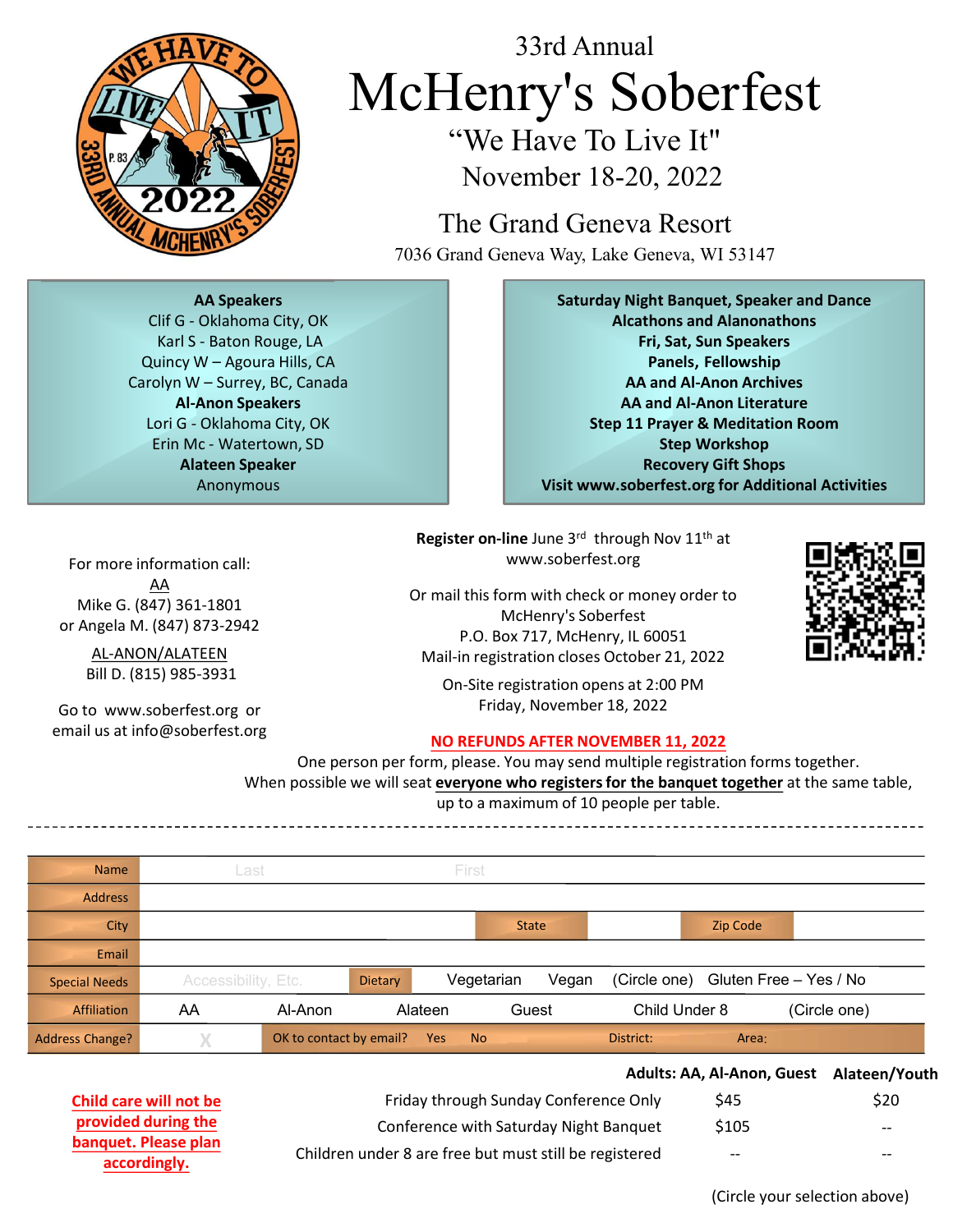33rd Annual

# McHenry's Soberfest

"We Have To Live It"

November 18-20, 2022

## The Grand Geneva Resort

7036 Grand Geneva Way, Lake Geneva, WI 53147

**AA Speakers**
Clif G - Oklahoma City, OK
Karl S - Baton Rouge, LA
Quincy W – Agoura Hills, CA
Carolyn W – Surrey, BC, Canada

**Al-Anon Speakers**
Lori G - Oklahoma City, OK
Erin Mc - Watertown, SD

**Alateen Speaker**
Anonymous

**Saturday Night Banquet, Speaker and Dance**
**Alcathons and Alanonathons**
**Fri, Sat, Sun Speakers**
**Panels, Fellowship**
**AA and Al-Anon Archives**
**AA and Al-Anon Literature**
**Step 11 Prayer & Meditation Room**
**Step Workshop**
**Recovery Gift Shops**
**Visit www.soberfest.org for Additional Activities**

For more information call:
AA
Mike G. (847) 361-1801
or Angela M. (847) 873-2942

AL-ANON/ALATEEN
Bill D. (815) 985-3931

Go to www.soberfest.org or email us at info@soberfest.org

**Register on-line** June 3rd through Nov 11th at www.soberfest.org

Or mail this form with check or money order to
McHenry's Soberfest
P.O. Box 717, McHenry, IL 60051
Mail-in registration closes October 21, 2022

On-Site registration opens at 2:00 PM
Friday, November 18, 2022

**NO REFUNDS AFTER NOVEMBER 11, 2022**

One person per form, please. You may send multiple registration forms together.
When possible we will seat **everyone who registers for the banquet together** at the same table, up to a maximum of 10 people per table.

---

| Name | Last | | First | | |
|---|---|---|---|---|---|
| Address | | | | | |
| City | | State | | Zip Code | |
| Email | | | | | |
| Special Needs | Accessibility, Etc. | Dietary | Vegetarian Vegan (Circle one) | Gluten Free – Yes / No | |
| Affiliation | AA | Al-Anon | Alateen | Guest | Child Under 8 (Circle one) |
| Address Change? | X | OK to contact by email? Yes No | District: | Area: | |

**Child care will not be provided during the banquet. Please plan accordingly.**

| | Adults: AA, Al-Anon, Guest | Alateen/Youth |
|---|---|---|
| Friday through Sunday Conference Only | $45 | $20 |
| Conference with Saturday Night Banquet | $105 | -- |
| Children under 8 are free but must still be registered | -- | -- |

(Circle your selection above)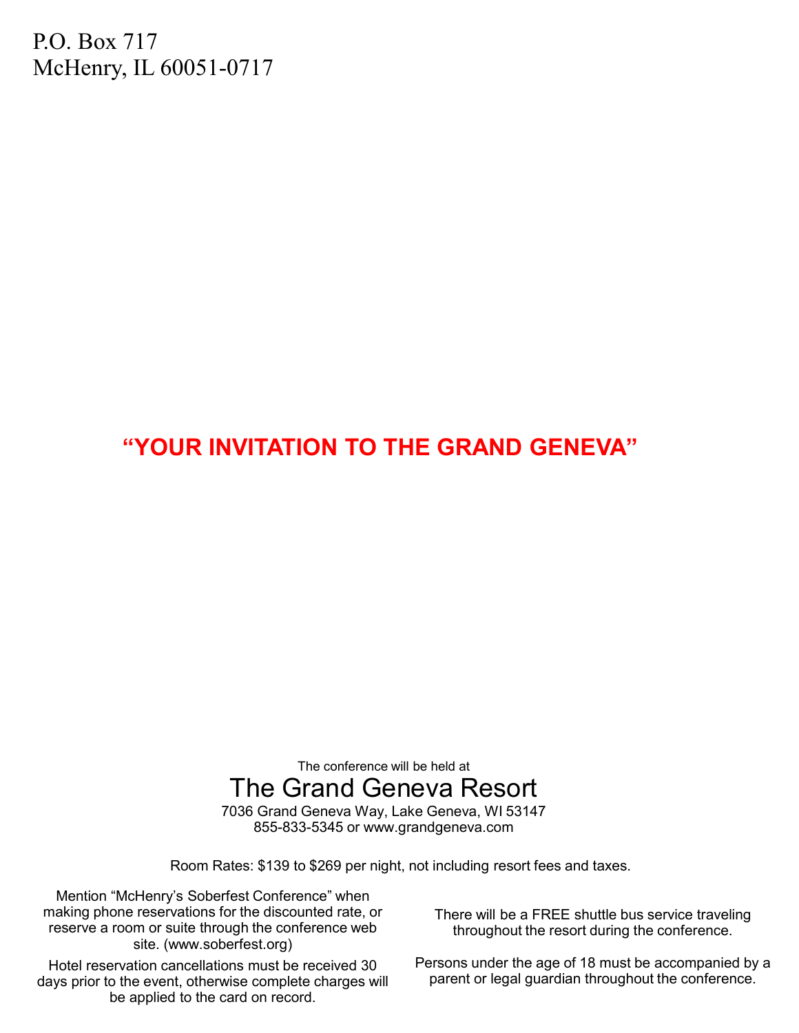P.O. Box 717
McHenry, IL 60051-0717

## **“YOUR INVITATION TO THE GRAND GENEVA”**

The conference will be held at

# The Grand Geneva Resort

7036 Grand Geneva Way, Lake Geneva, WI 53147
855-833-5345 or www.grandgeneva.com

Room Rates: $139 to $269 per night, not including resort fees and taxes.

Mention “McHenry’s Soberfest Conference” when making phone reservations for the discounted rate, or reserve a room or suite through the conference web site. (www.soberfest.org)

Hotel reservation cancellations must be received 30 days prior to the event, otherwise complete charges will be applied to the card on record.

There will be a FREE shuttle bus service traveling throughout the resort during the conference.

Persons under the age of 18 must be accompanied by a parent or legal guardian throughout the conference.